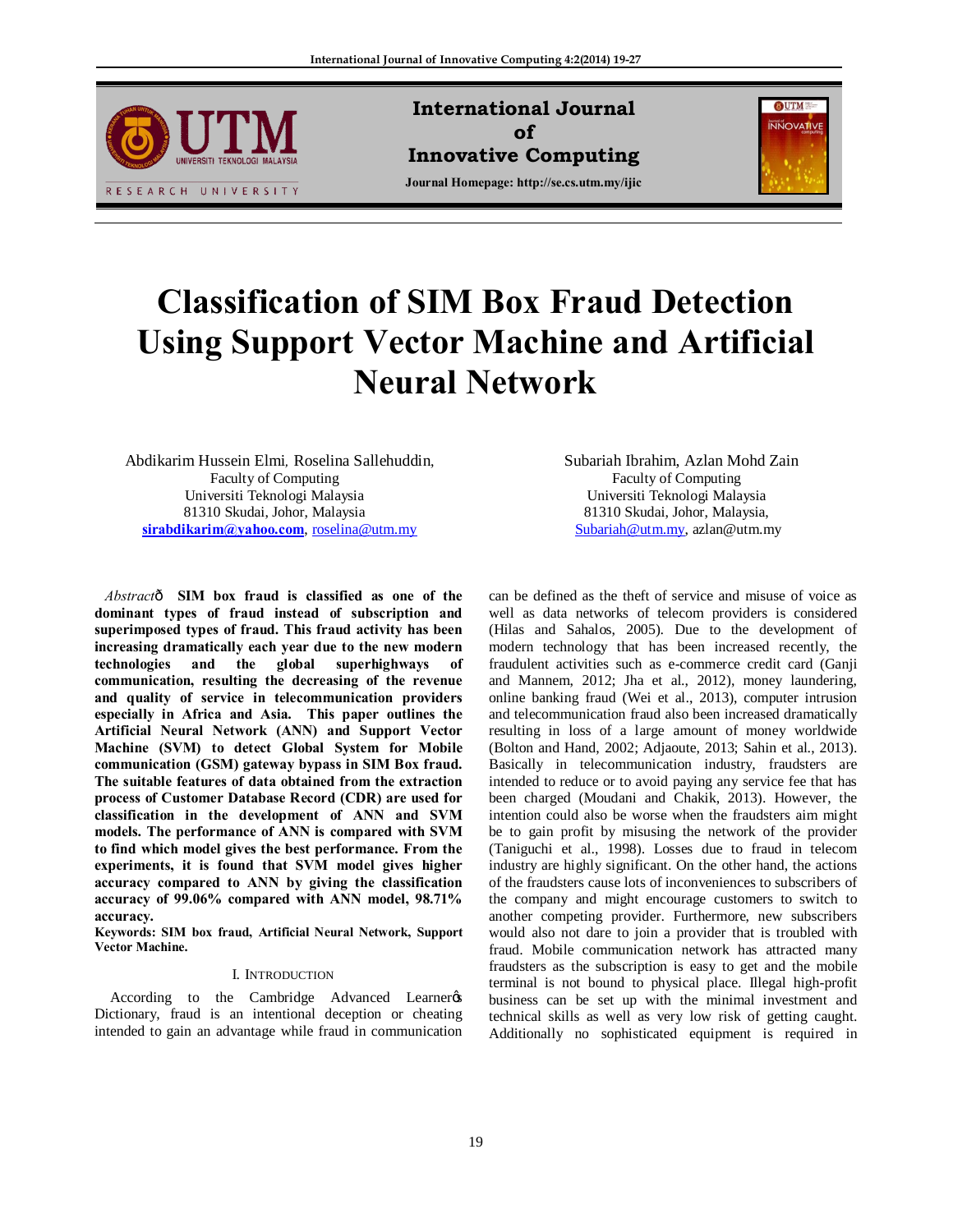# Classification of SIM Box Fraud Detection Using Support Vector Machine and Artificial Neural Network

Abdikarim Hussein Elmi, Roselina Sallehuddin,
Faculty of Computing
Universiti Teknologi Malaysia
81310 Skudai, Johor, Malaysia
sirabdikarim@yahoo.com, roselina@utm.my

Subariah Ibrahim, Azlan Mohd Zain
Faculty of Computing
Universiti Teknologi Malaysia
81310 Skudai, Johor, Malaysia,
Subariah@utm.my, azlan@utm.my

*Abstract*— **SIM box fraud is classified as one of the dominant types of fraud instead of subscription and superimposed types of fraud. This fraud activity has been increasing dramatically each year due to the new modern technologies and the global superhighways of communication, resulting the decreasing of the revenue and quality of service in telecommunication providers especially in Africa and Asia. This paper outlines the Artificial Neural Network (ANN) and Support Vector Machine (SVM) to detect Global System for Mobile communication (GSM) gateway bypass in SIM Box fraud. The suitable features of data obtained from the extraction process of Customer Database Record (CDR) are used for classification in the development of ANN and SVM models. The performance of ANN is compared with SVM to find which model gives the best performance. From the experiments, it is found that SVM model gives higher accuracy compared to ANN by giving the classification accuracy of 99.06% compared with ANN model, 98.71% accuracy.**

**Keywords: SIM box fraud, Artificial Neural Network, Support Vector Machine.**

## I. Introduction

According to the Cambridge Advanced Learner's Dictionary, fraud is an intentional deception or cheating intended to gain an advantage while fraud in communication can be defined as the theft of service and misuse of voice as well as data networks of telecom providers is considered (Hilas and Sahalos, 2005). Due to the development of modern technology that has been increased recently, the fraudulent activities such as e-commerce credit card (Ganji and Mannem, 2012; Jha et al., 2012), money laundering, online banking fraud (Wei et al., 2013), computer intrusion and telecommunication fraud also been increased dramatically resulting in loss of a large amount of money worldwide (Bolton and Hand, 2002; Adjaoute, 2013; Sahin et al., 2013). Basically in telecommunication industry, fraudsters are intended to reduce or to avoid paying any service fee that has been charged (Moudani and Chakik, 2013). However, the intention could also be worse when the fraudsters aim might be to gain profit by misusing the network of the provider (Taniguchi et al., 1998). Losses due to fraud in telecom industry are highly significant. On the other hand, the actions of the fraudsters cause lots of inconveniences to subscribers of the company and might encourage customers to switch to another competing provider. Furthermore, new subscribers would also not dare to join a provider that is troubled with fraud. Mobile communication network has attracted many fraudsters as the subscription is easy to get and the mobile terminal is not bound to physical place. Illegal high-profit business can be set up with the minimal investment and technical skills as well as very low risk of getting caught. Additionally no sophisticated equipment is required in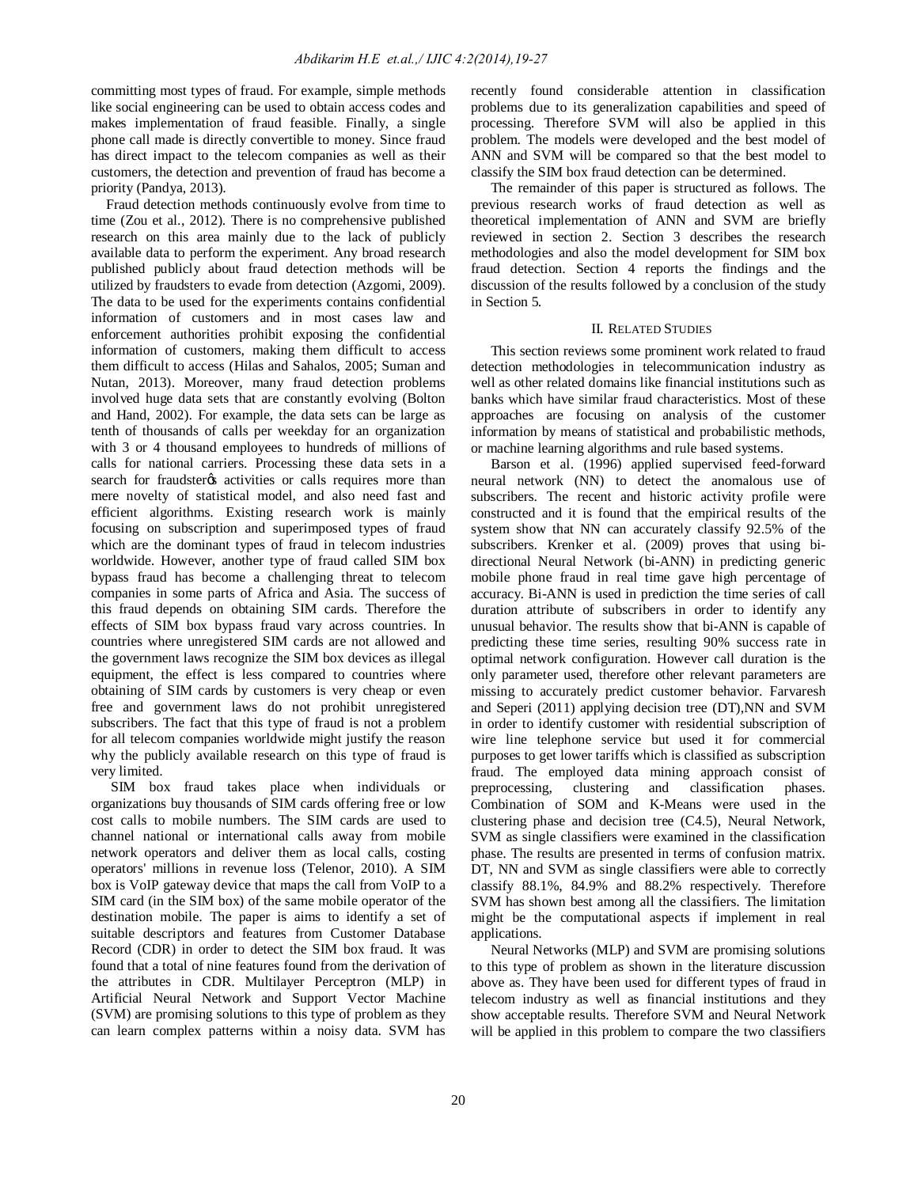committing most types of fraud. For example, simple methods like social engineering can be used to obtain access codes and makes implementation of fraud feasible. Finally, a single phone call made is directly convertible to money. Since fraud has direct impact to the telecom companies as well as their customers, the detection and prevention of fraud has become a priority (Pandya, 2013).

Fraud detection methods continuously evolve from time to time (Zou et al., 2012). There is no comprehensive published research on this area mainly due to the lack of publicly available data to perform the experiment. Any broad research published publicly about fraud detection methods will be utilized by fraudsters to evade from detection (Azgomi, 2009). The data to be used for the experiments contains confidential information of customers and in most cases law and enforcement authorities prohibit exposing the confidential information of customers, making them difficult to access them difficult to access (Hilas and Sahalos, 2005; Suman and Nutan, 2013). Moreover, many fraud detection problems involved huge data sets that are constantly evolving (Bolton and Hand, 2002). For example, the data sets can be large as tenth of thousands of calls per weekday for an organization with 3 or 4 thousand employees to hundreds of millions of calls for national carriers. Processing these data sets in a search for fraudsterǿs activities or calls requires more than mere novelty of statistical model, and also need fast and efficient algorithms. Existing research work is mainly focusing on subscription and superimposed types of fraud which are the dominant types of fraud in telecom industries worldwide. However, another type of fraud called SIM box bypass fraud has become a challenging threat to telecom companies in some parts of Africa and Asia. The success of this fraud depends on obtaining SIM cards. Therefore the effects of SIM box bypass fraud vary across countries. In countries where unregistered SIM cards are not allowed and the government laws recognize the SIM box devices as illegal equipment, the effect is less compared to countries where obtaining of SIM cards by customers is very cheap or even free and government laws do not prohibit unregistered subscribers. The fact that this type of fraud is not a problem for all telecom companies worldwide might justify the reason why the publicly available research on this type of fraud is very limited.

SIM box fraud takes place when individuals or organizations buy thousands of SIM cards offering free or low cost calls to mobile numbers. The SIM cards are used to channel national or international calls away from mobile network operators and deliver them as local calls, costing operators' millions in revenue loss (Telenor, 2010). A SIM box is VoIP gateway device that maps the call from VoIP to a SIM card (in the SIM box) of the same mobile operator of the destination mobile. The paper is aims to identify a set of suitable descriptors and features from Customer Database Record (CDR) in order to detect the SIM box fraud. It was found that a total of nine features found from the derivation of the attributes in CDR. Multilayer Perceptron (MLP) in Artificial Neural Network and Support Vector Machine (SVM) are promising solutions to this type of problem as they can learn complex patterns within a noisy data. SVM has recently found considerable attention in classification problems due to its generalization capabilities and speed of processing. Therefore SVM will also be applied in this problem. The models were developed and the best model of ANN and SVM will be compared so that the best model to classify the SIM box fraud detection can be determined.

The remainder of this paper is structured as follows. The previous research works of fraud detection as well as theoretical implementation of ANN and SVM are briefly reviewed in section 2. Section 3 describes the research methodologies and also the model development for SIM box fraud detection. Section 4 reports the findings and the discussion of the results followed by a conclusion of the study in Section 5.

## II. Related Studies

This section reviews some prominent work related to fraud detection methodologies in telecommunication industry as well as other related domains like financial institutions such as banks which have similar fraud characteristics. Most of these approaches are focusing on analysis of the customer information by means of statistical and probabilistic methods, or machine learning algorithms and rule based systems.

Barson et al. (1996) applied supervised feed-forward neural network (NN) to detect the anomalous use of subscribers. The recent and historic activity profile were constructed and it is found that the empirical results of the system show that NN can accurately classify 92.5% of the subscribers. Krenker et al. (2009) proves that using bi-directional Neural Network (bi-ANN) in predicting generic mobile phone fraud in real time gave high percentage of accuracy. Bi-ANN is used in prediction the time series of call duration attribute of subscribers in order to identify any unusual behavior. The results show that bi-ANN is capable of predicting these time series, resulting 90% success rate in optimal network configuration. However call duration is the only parameter used, therefore other relevant parameters are missing to accurately predict customer behavior. Farvaresh and Seperi (2011) applying decision tree (DT),NN and SVM in order to identify customer with residential subscription of wire line telephone service but used it for commercial purposes to get lower tariffs which is classified as subscription fraud. The employed data mining approach consist of preprocessing, clustering and classification phases. Combination of SOM and K-Means were used in the clustering phase and decision tree (C4.5), Neural Network, SVM as single classifiers were examined in the classification phase. The results are presented in terms of confusion matrix. DT, NN and SVM as single classifiers were able to correctly classify 88.1%, 84.9% and 88.2% respectively. Therefore SVM has shown best among all the classifiers. The limitation might be the computational aspects if implement in real applications.

Neural Networks (MLP) and SVM are promising solutions to this type of problem as shown in the literature discussion above as. They have been used for different types of fraud in telecom industry as well as financial institutions and they show acceptable results. Therefore SVM and Neural Network will be applied in this problem to compare the two classifiers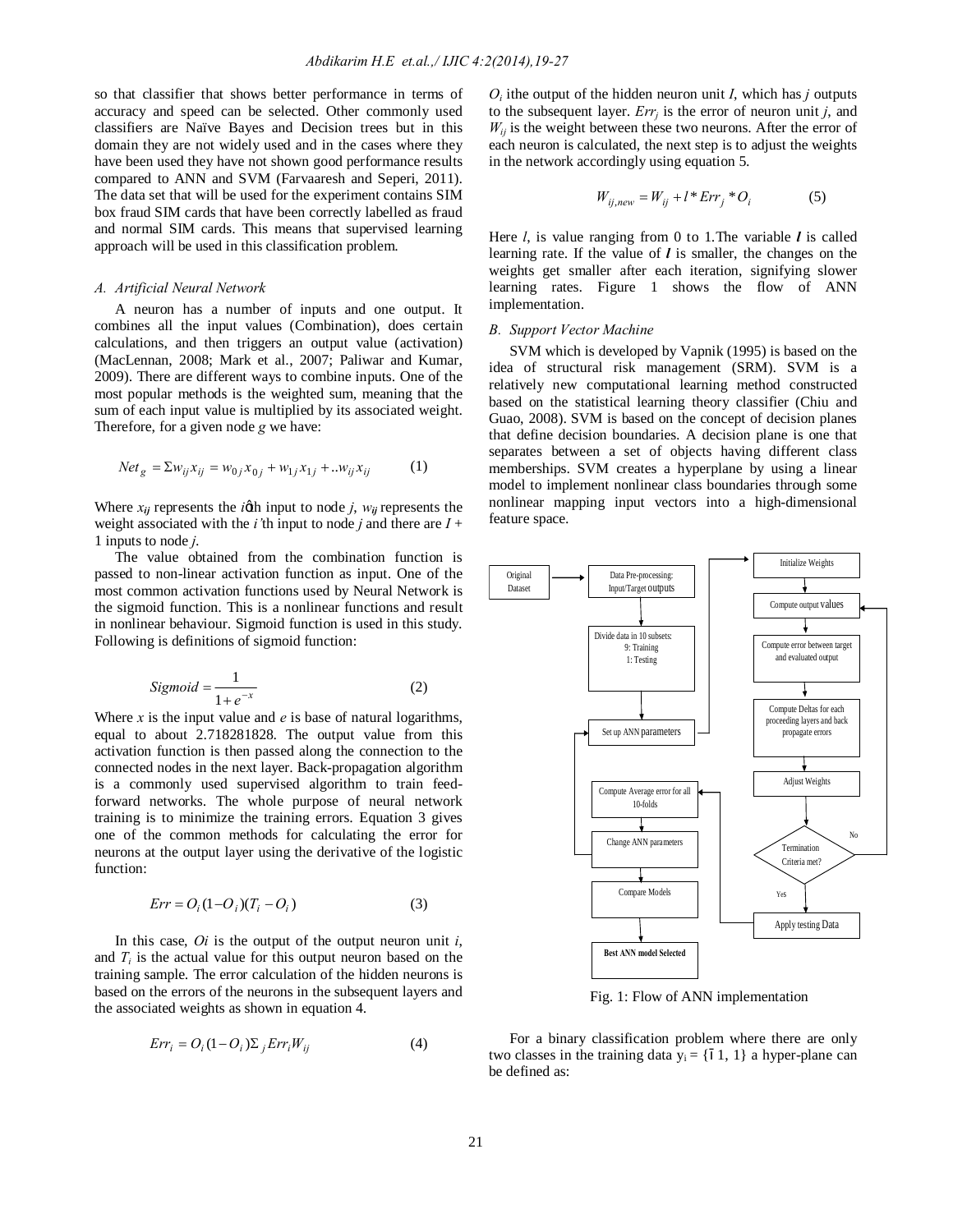so that classifier that shows better performance in terms of accuracy and speed can be selected. Other commonly used classifiers are Naïve Bayes and Decision trees but in this domain they are not widely used and in the cases where they have been used they have not shown good performance results compared to ANN and SVM (Farvaaresh and Seperi, 2011). The data set that will be used for the experiment contains SIM box fraud SIM cards that have been correctly labelled as fraud and normal SIM cards. This means that supervised learning approach will be used in this classification problem.

### *A. Artificial Neural Network*

A neuron has a number of inputs and one output. It combines all the input values (Combination), does certain calculations, and then triggers an output value (activation) (MacLennan, 2008; Mark et al., 2007; Paliwar and Kumar, 2009). There are different ways to combine inputs. One of the most popular methods is the weighted sum, meaning that the sum of each input value is multiplied by its associated weight. Therefore, for a given node *g* we have:

$$Net_g = \Sigma w_{ij} x_{ij} = w_{0j} x_{0j} + w_{1j} x_{1j} + ..w_{ij} x_{ij} \qquad (1)$$

Where $x_{ij}$ represents the *i*'th input to node *j*, $w_{ij}$ represents the weight associated with the *i*'th input to node *j* and there are $I + 1$ inputs to node *j*.

The value obtained from the combination function is passed to non-linear activation function as input. One of the most common activation functions used by Neural Network is the sigmoid function. This is a nonlinear functions and result in nonlinear behaviour. Sigmoid function is used in this study. Following is definitions of sigmoid function:

$$Sigmoid = \frac{1}{1+e^{-x}} \qquad (2)$$

Where *x* is the input value and *e* is base of natural logarithms, equal to about 2.718281828. The output value from this activation function is then passed along the connection to the connected nodes in the next layer. Back-propagation algorithm is a commonly used supervised algorithm to train feed-forward networks. The whole purpose of neural network training is to minimize the training errors. Equation 3 gives one of the common methods for calculating the error for neurons at the output layer using the derivative of the logistic function:

$$Err = O_i(1-O_i)(T_i - O_i) \qquad (3)$$

In this case, *Oi* is the output of the output neuron unit *i*, and $T_i$ is the actual value for this output neuron based on the training sample. The error calculation of the hidden neurons is based on the errors of the neurons in the subsequent layers and the associated weights as shown in equation 4.

$$Err_i = O_i(1-O_i)\Sigma_j Err_i W_{ij} \qquad (4)$$

$O_i$ ithe output of the hidden neuron unit *I*, which has *j* outputs to the subsequent layer. $Err_j$ is the error of neuron unit *j*, and $W_{ij}$ is the weight between these two neurons. After the error of each neuron is calculated, the next step is to adjust the weights in the network accordingly using equation 5.

$$W_{ij,new} = W_{ij} + l * Err_j * O_i \qquad (5)$$

Here *l*, is value ranging from 0 to 1.The variable ***l*** is called learning rate. If the value of ***l*** is smaller, the changes on the weights get smaller after each iteration, signifying slower learning rates. Figure 1 shows the flow of ANN implementation.

### *B. Support Vector Machine*

SVM which is developed by Vapnik (1995) is based on the idea of structural risk management (SRM). SVM is a relatively new computational learning method constructed based on the statistical learning theory classifier (Chiu and Guao, 2008). SVM is based on the concept of decision planes that define decision boundaries. A decision plane is one that separates between a set of objects having different class memberships. SVM creates a hyperplane by using a linear model to implement nonlinear class boundaries through some nonlinear mapping input vectors into a high-dimensional feature space.

Original Dataset → Data Pre-processing: Input/Target outputs → Divide data in 10 subsets: 9: Training, 1: Testing → Set up ANN parameters → Initialize Weights → Compute output values → Compute error between target and evaluated output → Compute Deltas for each proceeding layers and back propagate errors → Adjust Weights → Termination Criteria met? (No → Compute output values; Yes → Apply testing Data) → Compute Average error for all 10-folds → Change ANN parameters → Compare Models → Best ANN model Selected

Fig. 1: Flow of ANN implementation

For a binary classification problem where there are only two classes in the training data $y_i = \{-1, 1\}$ a hyper-plane can be defined as: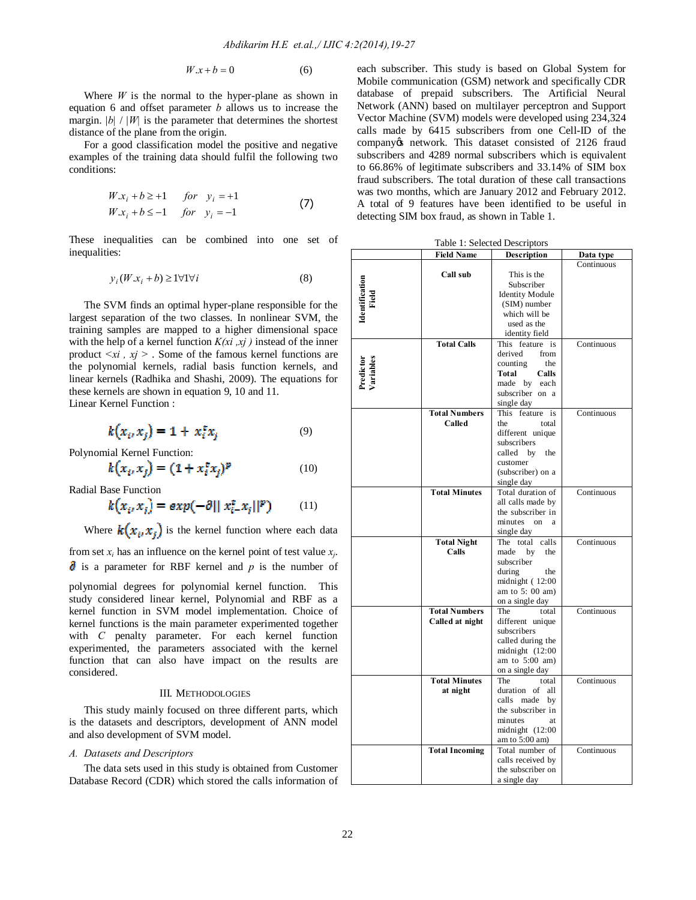$$W.x + b = 0 \qquad (6)$$

Where $W$ is the normal to the hyper-plane as shown in equation 6 and offset parameter $b$ allows us to increase the margin. $|b| / |W|$ is the parameter that determines the shortest distance of the plane from the origin.

For a good classification model the positive and negative examples of the training data should fulfil the following two conditions:

$$\begin{aligned} W.x_i + b &\geq +1 \quad for \quad y_i = +1 \\ W.x_i + b &\leq -1 \quad for \quad y_i = -1 \end{aligned} \qquad (7)$$

These inequalities can be combined into one set of inequalities:

$$y_i(W.x_i + b) \geq 1 \forall 1 \forall i \qquad (8)$$

The SVM finds an optimal hyper-plane responsible for the largest separation of the two classes. In nonlinear SVM, the training samples are mapped to a higher dimensional space with the help of a kernel function $K(xi, xj)$ instead of the inner product $<xi, xj>$. Some of the famous kernel functions are the polynomial kernels, radial basis function kernels, and linear kernels (Radhika and Shashi, 2009). The equations for these kernels are shown in equation 9, 10 and 11.

Linear Kernel Function :

$$k(x_i, x_j) = 1 + x_i^t x_j \qquad (9)$$

Polynomial Kernel Function:

$$k(x_i, x_j) = (1 + x_i^t x_j)^p \qquad (10)$$

Radial Base Function

$$k(x_i, x_j) = exp(-\partial || x_i^t\_x_j ||^p) \qquad (11)$$

Where $k(x_i, x_j)$ is the kernel function where each data from set $x_i$ has an influence on the kernel point of test value $x_j$. $\partial$ is a parameter for RBF kernel and $p$ is the number of polynomial degrees for polynomial kernel function. This study considered linear kernel, Polynomial and RBF as a kernel function in SVM model implementation. Choice of kernel functions is the main parameter experimented together with $C$ penalty parameter. For each kernel function experimented, the parameters associated with the kernel function that can also have impact on the results are considered.

## III. Methodologies

This study mainly focused on three different parts, which is the datasets and descriptors, development of ANN model and also development of SVM model.

### A. Datasets and Descriptors

The data sets used in this study is obtained from Customer Database Record (CDR) which stored the calls information of each subscriber. This study is based on Global System for Mobile communication (GSM) network and specifically CDR database of prepaid subscribers. The Artificial Neural Network (ANN) based on multilayer perceptron and Support Vector Machine (SVM) models were developed using 234,324 calls made by 6415 subscribers from one Cell-ID of the company�s network. This dataset consisted of 2126 fraud subscribers and 4289 normal subscribers which is equivalent to 66.86% of legitimate subscribers and 33.14% of SIM box fraud subscribers. The total duration of these call transactions was two months, which are January 2012 and February 2012. A total of 9 features have been identified to be useful in detecting SIM box fraud, as shown in Table 1.

Table 1: Selected Descriptors

| | Field Name | Description | Data type |
|---|---|---|---|
| Identification Field | **Call sub** | This is the Subscriber Identity Module (SIM) number which will be used as the identity field | Continuous |
| Predictor Variables | **Total Calls** | This feature is derived from counting the **Total Calls** made by each subscriber on a single day | Continuous |
| | **Total Numbers Called** | This feature is the total different unique subscribers called by the customer (subscriber) on a single day | Continuous |
| | **Total Minutes** | Total duration of all calls made by the subscriber in minutes on a single day | Continuous |
| | **Total Night Calls** | The total calls made by the subscriber during the midnight ( 12:00 am to 5: 00 am) on a single day | Continuous |
| | **Total Numbers Called at night** | The total different unique subscribers called during the midnight (12:00 am to 5:00 am) on a single day | Continuous |
| | **Total Minutes at night** | The total duration of all calls made by the subscriber in minutes at midnight (12:00 am to 5:00 am) | Continuous |
| | **Total Incoming** | Total number of calls received by the subscriber on a single day | Continuous |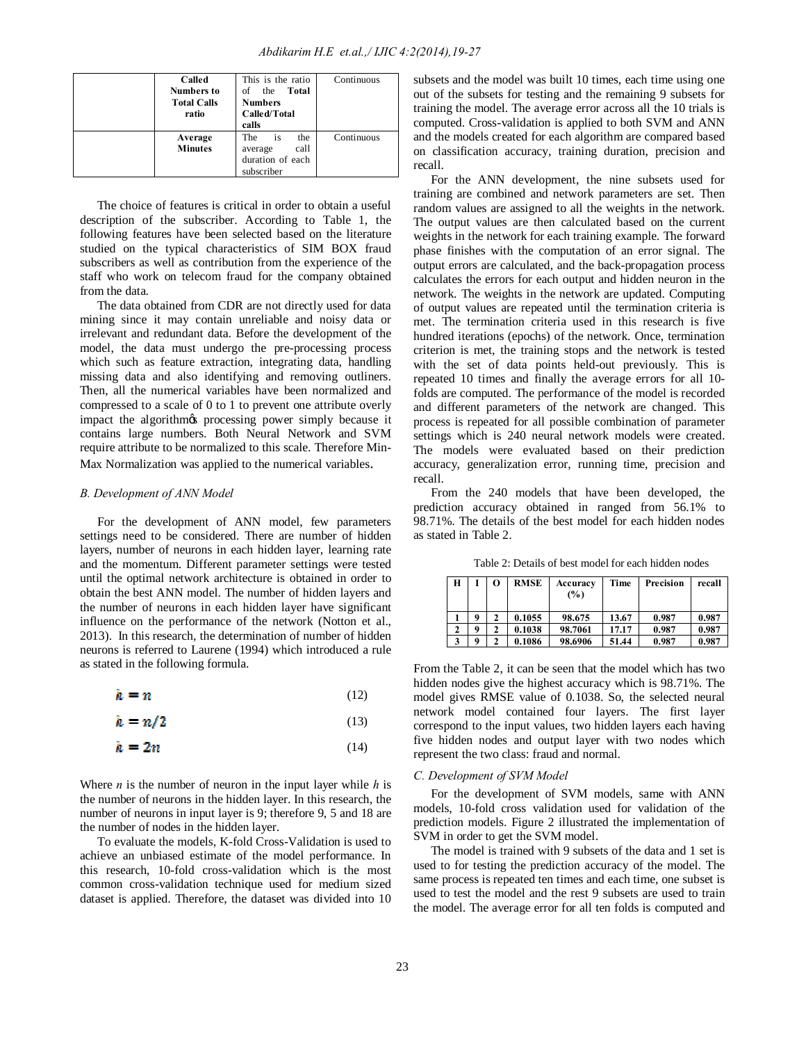| | Called Numbers to Total Calls ratio | This is the ratio of the **Total Numbers Called/Total calls** | Continuous |
|---|---|---|---|
| | **Average Minutes** | The is the average call duration of each subscriber | Continuous |

The choice of features is critical in order to obtain a useful description of the subscriber. According to Table 1, the following features have been selected based on the literature studied on the typical characteristics of SIM BOX fraud subscribers as well as contribution from the experience of the staff who work on telecom fraud for the company obtained from the data.

The data obtained from CDR are not directly used for data mining since it may contain unreliable and noisy data or irrelevant and redundant data. Before the development of the model, the data must undergo the pre-processing process which such as feature extraction, integrating data, handling missing data and also identifying and removing outliners. Then, all the numerical variables have been normalized and compressed to a scale of 0 to 1 to prevent one attribute overly impact the algorithmøs processing power simply because it contains large numbers. Both Neural Network and SVM require attribute to be normalized to this scale. Therefore Min-Max Normalization was applied to the numerical variables.

### *B. Development of ANN Model*

For the development of ANN model, few parameters settings need to be considered. There are number of hidden layers, number of neurons in each hidden layer, learning rate and the momentum. Different parameter settings were tested until the optimal network architecture is obtained in order to obtain the best ANN model. The number of hidden layers and the number of neurons in each hidden layer have significant influence on the performance of the network (Notton et al., 2013). In this research, the determination of number of hidden neurons is referred to Laurene (1994) which introduced a rule as stated in the following formula.

$$h = n \tag{12}$$

$$h = n/2 \tag{13}$$

$$h = 2n \tag{14}$$

Where $n$ is the number of neuron in the input layer while $h$ is the number of neurons in the hidden layer. In this research, the number of neurons in input layer is 9; therefore 9, 5 and 18 are the number of nodes in the hidden layer.

To evaluate the models, K-fold Cross-Validation is used to achieve an unbiased estimate of the model performance. In this research, 10-fold cross-validation which is the most common cross-validation technique used for medium sized dataset is applied. Therefore, the dataset was divided into 10 subsets and the model was built 10 times, each time using one out of the subsets for testing and the remaining 9 subsets for training the model. The average error across all the 10 trials is computed. Cross-validation is applied to both SVM and ANN and the models created for each algorithm are compared based on classification accuracy, training duration, precision and recall.

For the ANN development, the nine subsets used for training are combined and network parameters are set. Then random values are assigned to all the weights in the network. The output values are then calculated based on the current weights in the network for each training example. The forward phase finishes with the computation of an error signal. The output errors are calculated, and the back-propagation process calculates the errors for each output and hidden neuron in the network. The weights in the network are updated. Computing of output values are repeated until the termination criteria is met. The termination criteria used in this research is five hundred iterations (epochs) of the network. Once, termination criterion is met, the training stops and the network is tested with the set of data points held-out previously. This is repeated 10 times and finally the average errors for all 10-folds are computed. The performance of the model is recorded and different parameters of the network are changed. This process is repeated for all possible combination of parameter settings which is 240 neural network models were created. The models were evaluated based on their prediction accuracy, generalization error, running time, precision and recall.

From the 240 models that have been developed, the prediction accuracy obtained in ranged from 56.1% to 98.71%. The details of the best model for each hidden nodes as stated in Table 2.

Table 2: Details of best model for each hidden nodes

| H | I | O | RMSE | Accuracy (%) | Time | Precision | recall |
|---|---|---|---|---|---|---|---|
| 1 | 9 | 2 | 0.1055 | 98.675 | 13.67 | 0.987 | 0.987 |
| 2 | 9 | 2 | 0.1038 | 98.7061 | 17.17 | 0.987 | 0.987 |
| 3 | 9 | 2 | 0.1086 | 98.6906 | 51.44 | 0.987 | 0.987 |

From the Table 2, it can be seen that the model which has two hidden nodes give the highest accuracy which is 98.71%. The model gives RMSE value of 0.1038. So, the selected neural network model contained four layers. The first layer correspond to the input values, two hidden layers each having five hidden nodes and output layer with two nodes which represent the two class: fraud and normal.

### *C. Development of SVM Model*

For the development of SVM models, same with ANN models, 10-fold cross validation used for validation of the prediction models. Figure 2 illustrated the implementation of SVM in order to get the SVM model.

The model is trained with 9 subsets of the data and 1 set is used to for testing the prediction accuracy of the model. The same process is repeated ten times and each time, one subset is used to test the model and the rest 9 subsets are used to train the model. The average error for all ten folds is computed and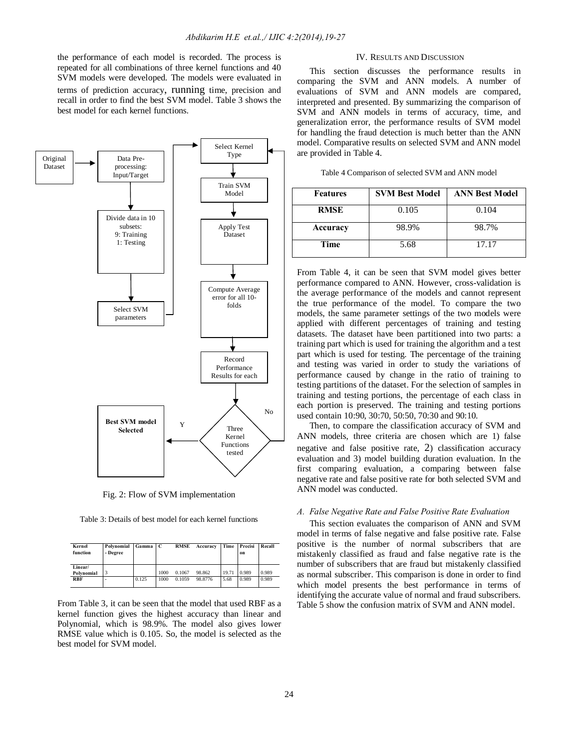the performance of each model is recorded. The process is repeated for all combinations of three kernel functions and 40 SVM models were developed. The models were evaluated in terms of prediction accuracy, running time, precision and recall in order to find the best SVM model. Table 3 shows the best model for each kernel functions.

Fig. 2: Flow of SVM implementation

Table 3: Details of best model for each kernel functions

| Kernel function | Polynomial - Degree | Gamma | C | RMSE | Accuracy | Time | Precision | Recall |
|---|---|---|---|---|---|---|---|---|
| Linear/ Polynomial | 3 | | 1000 | 0.1067 | 98.862 | 19.71 | 0.989 | 0.989 |
| RBF | - | 0.125 | 1000 | 0.1059 | 98.8776 | 5.68 | 0.989 | 0.989 |

From Table 3, it can be seen that the model that used RBF as a kernel function gives the highest accuracy than linear and Polynomial, which is 98.9%. The model also gives lower RMSE value which is 0.105. So, the model is selected as the best model for SVM model.

## IV. Results and Discussion

This section discusses the performance results in comparing the SVM and ANN models. A number of evaluations of SVM and ANN models are compared, interpreted and presented. By summarizing the comparison of SVM and ANN models in terms of accuracy, time, and generalization error, the performance results of SVM model for handling the fraud detection is much better than the ANN model. Comparative results on selected SVM and ANN model are provided in Table 4.

Table 4 Comparison of selected SVM and ANN model

| Features | SVM Best Model | ANN Best Model |
|---|---|---|
| RMSE | 0.105 | 0.104 |
| Accuracy | 98.9% | 98.7% |
| Time | 5.68 | 17.17 |

From Table 4, it can be seen that SVM model gives better performance compared to ANN. However, cross-validation is the average performance of the models and cannot represent the true performance of the model. To compare the two models, the same parameter settings of the two models were applied with different percentages of training and testing datasets. The dataset have been partitioned into two parts: a training part which is used for training the algorithm and a test part which is used for testing. The percentage of the training and testing was varied in order to study the variations of performance caused by change in the ratio of training to testing partitions of the dataset. For the selection of samples in training and testing portions, the percentage of each class in each portion is preserved. The training and testing portions used contain 10:90, 30:70, 50:50, 70:30 and 90:10.

Then, to compare the classification accuracy of SVM and ANN models, three criteria are chosen which are 1) false negative and false positive rate, 2) classification accuracy evaluation and 3) model building duration evaluation. In the first comparing evaluation, a comparing between false negative rate and false positive rate for both selected SVM and ANN model was conducted.

### *A. False Negative Rate and False Positive Rate Evaluation*

This section evaluates the comparison of ANN and SVM model in terms of false negative and false positive rate. False positive is the number of normal subscribers that are mistakenly classified as fraud and false negative rate is the number of subscribers that are fraud but mistakenly classified as normal subscriber. This comparison is done in order to find which model presents the best performance in terms of identifying the accurate value of normal and fraud subscribers. Table 5 show the confusion matrix of SVM and ANN model.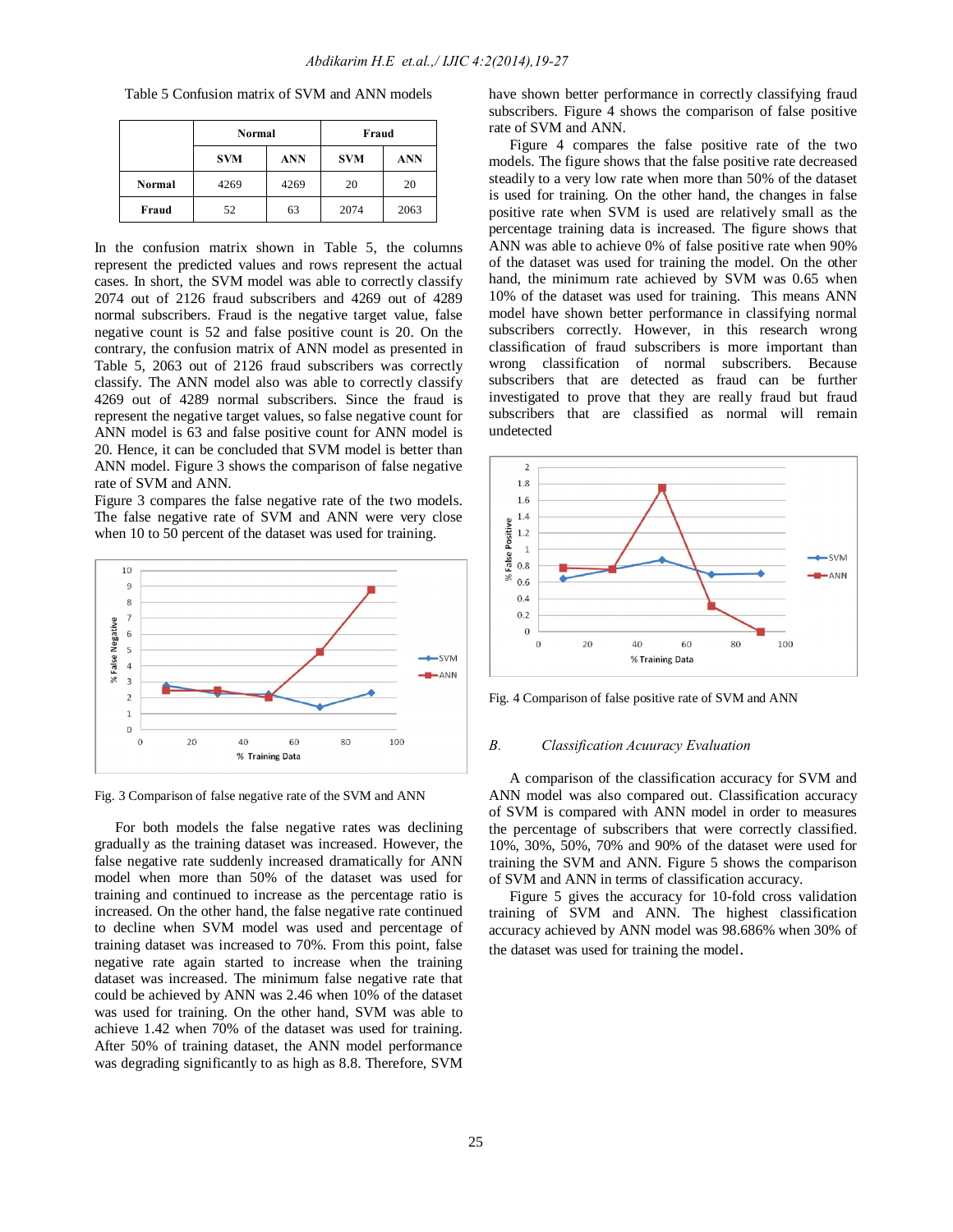Table 5 Confusion matrix of SVM and ANN models

| | Normal | | Fraud | |
|---|---|---|---|---|
| | **SVM** | **ANN** | **SVM** | **ANN** |
| **Normal** | 4269 | 4269 | 20 | 20 |
| **Fraud** | 52 | 63 | 2074 | 2063 |

In the confusion matrix shown in Table 5, the columns represent the predicted values and rows represent the actual cases. In short, the SVM model was able to correctly classify 2074 out of 2126 fraud subscribers and 4269 out of 4289 normal subscribers. Fraud is the negative target value, false negative count is 52 and false positive count is 20. On the contrary, the confusion matrix of ANN model as presented in Table 5, 2063 out of 2126 fraud subscribers was correctly classify. The ANN model also was able to correctly classify 4269 out of 4289 normal subscribers. Since the fraud is represent the negative target values, so false negative count for ANN model is 63 and false positive count for ANN model is 20. Hence, it can be concluded that SVM model is better than ANN model. Figure 3 shows the comparison of false negative rate of SVM and ANN.

Figure 3 compares the false negative rate of the two models. The false negative rate of SVM and ANN were very close when 10 to 50 percent of the dataset was used for training.

Fig. 3 Comparison of false negative rate of the SVM and ANN

For both models the false negative rates was declining gradually as the training dataset was increased. However, the false negative rate suddenly increased dramatically for ANN model when more than 50% of the dataset was used for training and continued to increase as the percentage ratio is increased. On the other hand, the false negative rate continued to decline when SVM model was used and percentage of training dataset was increased to 70%. From this point, false negative rate again started to increase when the training dataset was increased. The minimum false negative rate that could be achieved by ANN was 2.46 when 10% of the dataset was used for training. On the other hand, SVM was able to achieve 1.42 when 70% of the dataset was used for training. After 50% of training dataset, the ANN model performance was degrading significantly to as high as 8.8. Therefore, SVM have shown better performance in correctly classifying fraud subscribers. Figure 4 shows the comparison of false positive rate of SVM and ANN.

Figure 4 compares the false positive rate of the two models. The figure shows that the false positive rate decreased steadily to a very low rate when more than 50% of the dataset is used for training. On the other hand, the changes in false positive rate when SVM is used are relatively small as the percentage training data is increased. The figure shows that ANN was able to achieve 0% of false positive rate when 90% of the dataset was used for training the model. On the other hand, the minimum rate achieved by SVM was 0.65 when 10% of the dataset was used for training. This means ANN model have shown better performance in classifying normal subscribers correctly. However, in this research wrong classification of fraud subscribers is more important than wrong classification of normal subscribers. Because subscribers that are detected as fraud can be further investigated to prove that they are really fraud but fraud subscribers that are classified as normal will remain undetected

Fig. 4 Comparison of false positive rate of SVM and ANN

### B. *Classification Acuuracy Evaluation*

A comparison of the classification accuracy for SVM and ANN model was also compared out. Classification accuracy of SVM is compared with ANN model in order to measures the percentage of subscribers that were correctly classified. 10%, 30%, 50%, 70% and 90% of the dataset were used for training the SVM and ANN. Figure 5 shows the comparison of SVM and ANN in terms of classification accuracy.

Figure 5 gives the accuracy for 10-fold cross validation training of SVM and ANN. The highest classification accuracy achieved by ANN model was 98.686% when 30% of the dataset was used for training the model.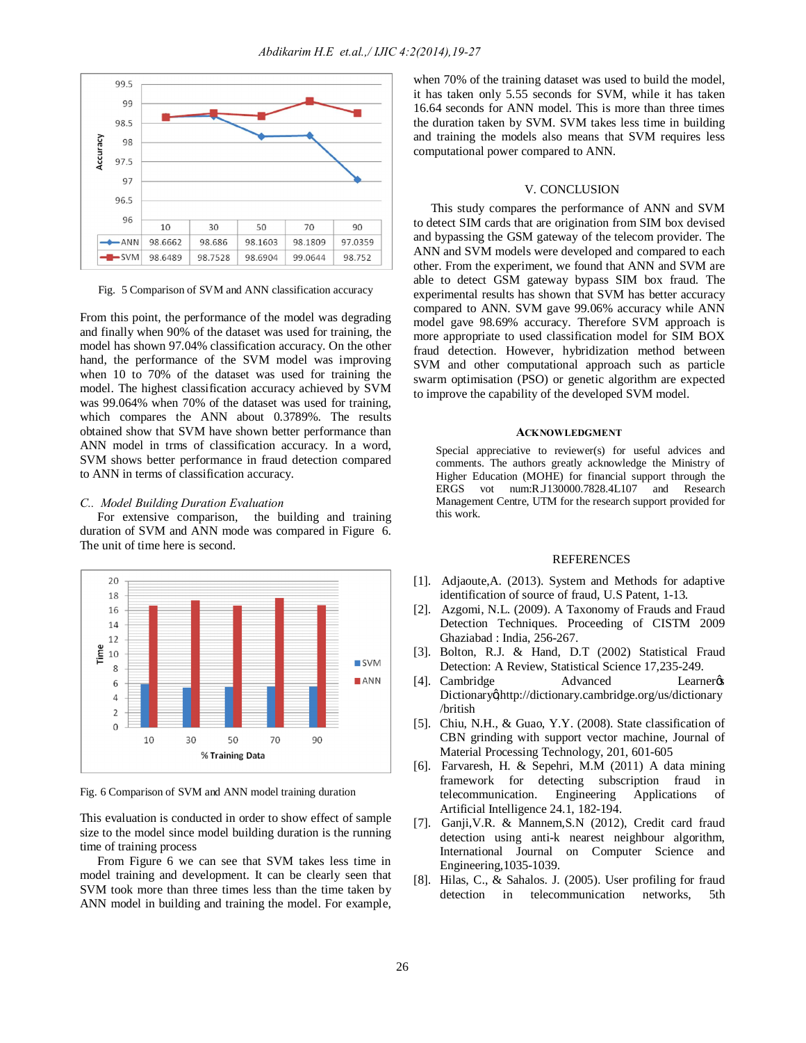| | 10 | 30 | 50 | 70 | 90 |
|---|---|---|---|---|---|
| ANN | 98.6662 | 98.686 | 98.1603 | 98.1809 | 97.0359 |
| SVM | 98.6489 | 98.7528 | 98.6904 | 99.0644 | 98.752 |

Fig. 5 Comparison of SVM and ANN classification accuracy

From this point, the performance of the model was degrading and finally when 90% of the dataset was used for training, the model has shown 97.04% classification accuracy. On the other hand, the performance of the SVM model was improving when 10 to 70% of the dataset was used for training the model. The highest classification accuracy achieved by SVM was 99.064% when 70% of the dataset was used for training, which compares the ANN about 0.3789%. The results obtained show that SVM have shown better performance than ANN model in trms of classification accuracy. In a word, SVM shows better performance in fraud detection compared to ANN in terms of classification accuracy.

### *C.. Model Building Duration Evaluation*

For extensive comparison, the building and training duration of SVM and ANN mode was compared in Figure 6. The unit of time here is second.

Fig. 6 Comparison of SVM and ANN model training duration

This evaluation is conducted in order to show effect of sample size to the model since model building duration is the running time of training process

From Figure 6 we can see that SVM takes less time in model training and development. It can be clearly seen that SVM took more than three times less than the time taken by ANN model in building and training the model. For example, when 70% of the training dataset was used to build the model, it has taken only 5.55 seconds for SVM, while it has taken 16.64 seconds for ANN model. This is more than three times the duration taken by SVM. SVM takes less time in building and training the models also means that SVM requires less computational power compared to ANN.

## V. CONCLUSION

This study compares the performance of ANN and SVM to detect SIM cards that are origination from SIM box devised and bypassing the GSM gateway of the telecom provider. The ANN and SVM models were developed and compared to each other. From the experiment, we found that ANN and SVM are able to detect GSM gateway bypass SIM box fraud. The experimental results has shown that SVM has better accuracy compared to ANN. SVM gave 99.06% accuracy while ANN model gave 98.69% accuracy. Therefore SVM approach is more appropriate to used classification model for SIM BOX fraud detection. However, hybridization method between SVM and other computational approach such as particle swarm optimisation (PSO) or genetic algorithm are expected to improve the capability of the developed SVM model.

## ACKNOWLEDGMENT

Special appreciative to reviewer(s) for useful advices and comments. The authors greatly acknowledge the Ministry of Higher Education (MOHE) for financial support through the ERGS vot num:R.J130000.7828.4L107 and Research Management Centre, UTM for the research support provided for this work.

## REFERENCES

[1]. Adjaoute,A. (2013). System and Methods for adaptive identification of source of fraud, U.S Patent, 1-13.

[2]. Azgomi, N.L. (2009). A Taxonomy of Frauds and Fraud Detection Techniques. Proceeding of CISTM 2009 Ghaziabad : India, 256-267.

[3]. Bolton, R.J. & Hand, D.T (2002) Statistical Fraud Detection: A Review, Statistical Science 17,235-249.

[4]. Cambridge Advanced Learner's Dictionary", http://dictionary.cambridge.org/us/dictionary /british

[5]. Chiu, N.H., & Guao, Y.Y. (2008). State classification of CBN grinding with support vector machine, Journal of Material Processing Technology, 201, 601-605

[6]. Farvaresh, H. & Sepehri, M.M (2011) A data mining framework for detecting subscription fraud in telecommunication. Engineering Applications of Artificial Intelligence 24.1, 182-194.

[7]. Ganji,V.R. & Mannem,S.N (2012), Credit card fraud detection using anti-k nearest neighbour algorithm, International Journal on Computer Science and Engineering,1035-1039.

[8]. Hilas, C., & Sahalos. J. (2005). User profiling for fraud detection in telecommunication networks, 5th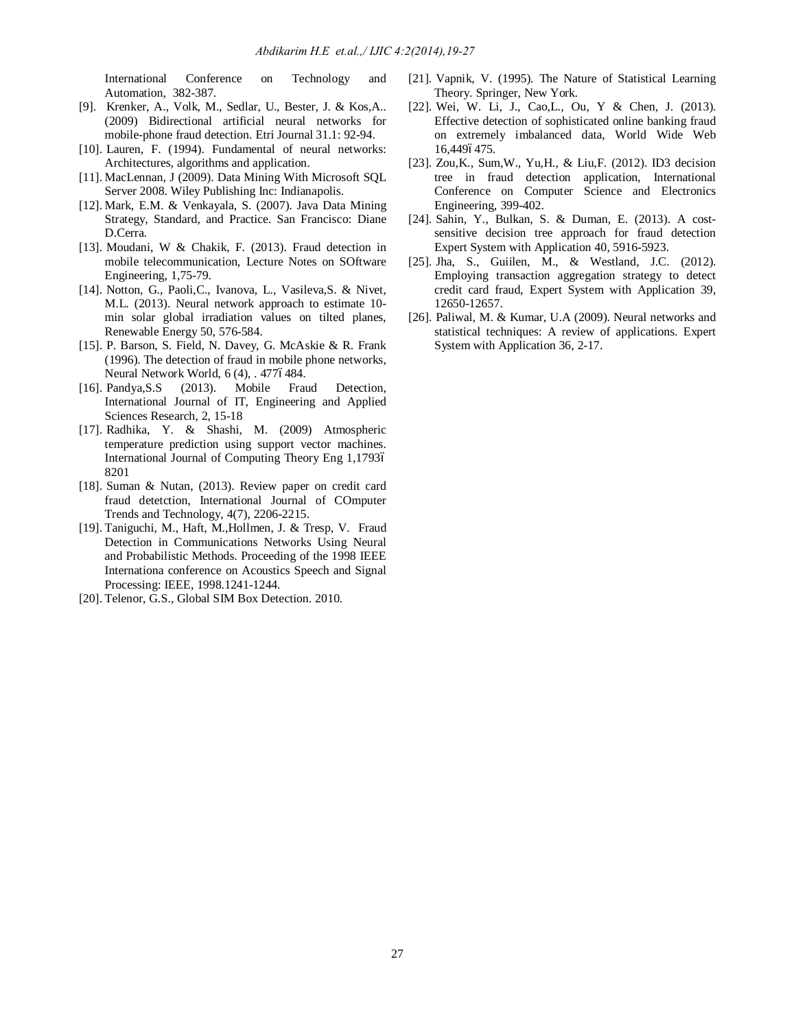International Conference on Technology and Automation, 382-387.

[9]. Krenker, A., Volk, M., Sedlar, U., Bester, J. & Kos,A.. (2009) Bidirectional artificial neural networks for mobile-phone fraud detection. Etri Journal 31.1: 92-94.

[10]. Lauren, F. (1994). Fundamental of neural networks: Architectures, algorithms and application.

[11]. MacLennan, J (2009). Data Mining With Microsoft SQL Server 2008. Wiley Publishing Inc: Indianapolis.

[12]. Mark, E.M. & Venkayala, S. (2007). Java Data Mining Strategy, Standard, and Practice. San Francisco: Diane D.Cerra.

[13]. Moudani, W & Chakik, F. (2013). Fraud detection in mobile telecommunication, Lecture Notes on SOftware Engineering, 1,75-79.

[14]. Notton, G., Paoli,C., Ivanova, L., Vasileva,S. & Nivet, M.L. (2013). Neural network approach to estimate 10-min solar global irradiation values on tilted planes, Renewable Energy 50, 576-584.

[15]. P. Barson, S. Field, N. Davey, G. McAskie & R. Frank (1996). The detection of fraud in mobile phone networks, Neural Network World, 6 (4), . 477ó484.

[16]. Pandya,S.S (2013). Mobile Fraud Detection, International Journal of IT, Engineering and Applied Sciences Research, 2, 15-18

[17]. Radhika, Y. & Shashi, M. (2009) Atmospheric temperature prediction using support vector machines. International Journal of Computing Theory Eng 1,1793ó8201

[18]. Suman & Nutan, (2013). Review paper on credit card fraud detetction, International Journal of COmputer Trends and Technology, 4(7), 2206-2215.

[19]. Taniguchi, M., Haft, M.,Hollmen, J. & Tresp, V. Fraud Detection in Communications Networks Using Neural and Probabilistic Methods. Proceeding of the 1998 IEEE Internationa conference on Acoustics Speech and Signal Processing: IEEE, 1998.1241-1244.

[20]. Telenor, G.S., Global SIM Box Detection. 2010.

[21]. Vapnik, V. (1995). The Nature of Statistical Learning Theory. Springer, New York.

[22]. Wei, W. Li, J., Cao,L., Ou, Y & Chen, J. (2013). Effective detection of sophisticated online banking fraud on extremely imbalanced data, World Wide Web 16,449ó475.

[23]. Zou,K., Sum,W., Yu,H., & Liu,F. (2012). ID3 decision tree in fraud detection application, International Conference on Computer Science and Electronics Engineering, 399-402.

[24]. Sahin, Y., Bulkan, S. & Duman, E. (2013). A cost-sensitive decision tree approach for fraud detection Expert System with Application 40, 5916-5923.

[25]. Jha, S., Guiilen, M., & Westland, J.C. (2012). Employing transaction aggregation strategy to detect credit card fraud, Expert System with Application 39, 12650-12657.

[26]. Paliwal, M. & Kumar, U.A (2009). Neural networks and statistical techniques: A review of applications. Expert System with Application 36, 2-17.